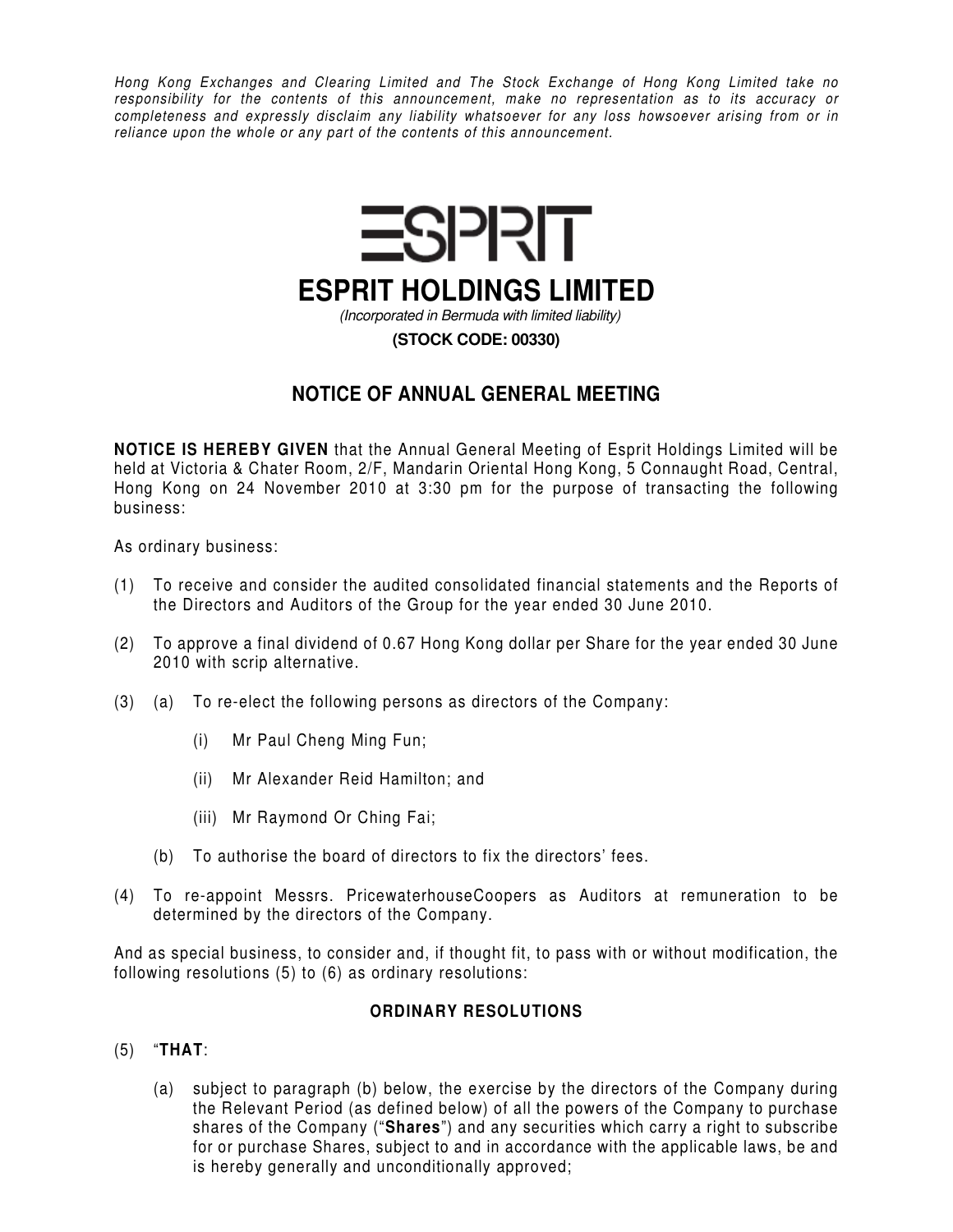*Hong Kong Exchanges and Clearing Limited and The Stock Exchange of Hong Kong Limited take no responsibility for the contents of this announcement, make no representation as to its accuracy or completeness and expressly disclaim any liability whatsoever for any loss howsoever arising from or in reliance upon the whole or any part of the contents of this announcement.*

# ESPRIT HOLDINGS LIMITED

*(Incorporated in Bermuda with limited liability)*

**(STOCK CODE: 00330)**

## NOTICE OF ANNUAL GENERAL MEETING

**NOTICE IS HEREBY GIVEN** that the Annual General Meeting of Esprit Holdings Limited will be held at Victoria & Chater Room, 2/F, Mandarin Oriental Hong Kong, 5 Connaught Road, Central, Hong Kong on 24 November 2010 at 3:30 pm for the purpose of transacting the following business:

As ordinary business:

(1) To receive and consider the audited consolidated financial statements and the Reports of the Directors and Auditors of the Group for the year ended 30 June 2010.

(2) To approve a final dividend of 0.67 Hong Kong dollar per Share for the year ended 30 June 2010 with scrip alternative.

(3) (a) To re-elect the following persons as directors of the Company:

- (i) Mr Paul Cheng Ming Fun;
- (ii) Mr Alexander Reid Hamilton; and
- (iii) Mr Raymond Or Ching Fai;

(b) To authorise the board of directors to fix the directors' fees.

(4) To re-appoint Messrs. PricewaterhouseCoopers as Auditors at remuneration to be determined by the directors of the Company.

And as special business, to consider and, if thought fit, to pass with or without modification, the following resolutions (5) to (6) as ordinary resolutions:

### ORDINARY RESOLUTIONS

(5) "**THAT**:

(a) subject to paragraph (b) below, the exercise by the directors of the Company during the Relevant Period (as defined below) of all the powers of the Company to purchase shares of the Company ("**Shares**") and any securities which carry a right to subscribe for or purchase Shares, subject to and in accordance with the applicable laws, be and is hereby generally and unconditionally approved;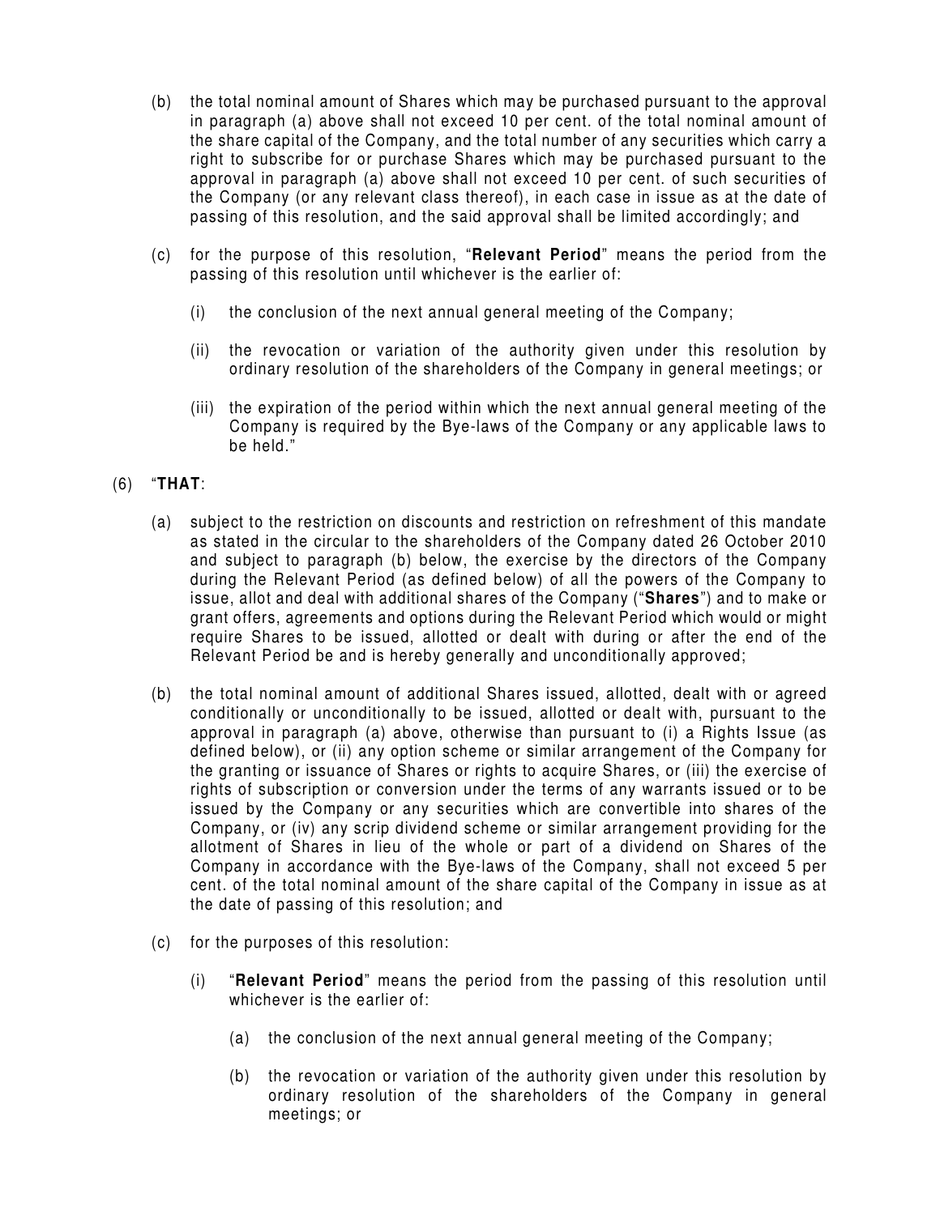(b) the total nominal amount of Shares which may be purchased pursuant to the approval in paragraph (a) above shall not exceed 10 per cent. of the total nominal amount of the share capital of the Company, and the total number of any securities which carry a right to subscribe for or purchase Shares which may be purchased pursuant to the approval in paragraph (a) above shall not exceed 10 per cent. of such securities of the Company (or any relevant class thereof), in each case in issue as at the date of passing of this resolution, and the said approval shall be limited accordingly; and

(c) for the purpose of this resolution, "**Relevant Period**" means the period from the passing of this resolution until whichever is the earlier of:

  (i) the conclusion of the next annual general meeting of the Company;

  (ii) the revocation or variation of the authority given under this resolution by ordinary resolution of the shareholders of the Company in general meetings; or

  (iii) the expiration of the period within which the next annual general meeting of the Company is required by the Bye-laws of the Company or any applicable laws to be held."

(6) "**THAT**:

(a) subject to the restriction on discounts and restriction on refreshment of this mandate as stated in the circular to the shareholders of the Company dated 26 October 2010 and subject to paragraph (b) below, the exercise by the directors of the Company during the Relevant Period (as defined below) of all the powers of the Company to issue, allot and deal with additional shares of the Company ("**Shares**") and to make or grant offers, agreements and options during the Relevant Period which would or might require Shares to be issued, allotted or dealt with during or after the end of the Relevant Period be and is hereby generally and unconditionally approved;

(b) the total nominal amount of additional Shares issued, allotted, dealt with or agreed conditionally or unconditionally to be issued, allotted or dealt with, pursuant to the approval in paragraph (a) above, otherwise than pursuant to (i) a Rights Issue (as defined below), or (ii) any option scheme or similar arrangement of the Company for the granting or issuance of Shares or rights to acquire Shares, or (iii) the exercise of rights of subscription or conversion under the terms of any warrants issued or to be issued by the Company or any securities which are convertible into shares of the Company, or (iv) any scrip dividend scheme or similar arrangement providing for the allotment of Shares in lieu of the whole or part of a dividend on Shares of the Company in accordance with the Bye-laws of the Company, shall not exceed 5 per cent. of the total nominal amount of the share capital of the Company in issue as at the date of passing of this resolution; and

(c) for the purposes of this resolution:

  (i) "**Relevant Period**" means the period from the passing of this resolution until whichever is the earlier of:

    (a) the conclusion of the next annual general meeting of the Company;

    (b) the revocation or variation of the authority given under this resolution by ordinary resolution of the shareholders of the Company in general meetings; or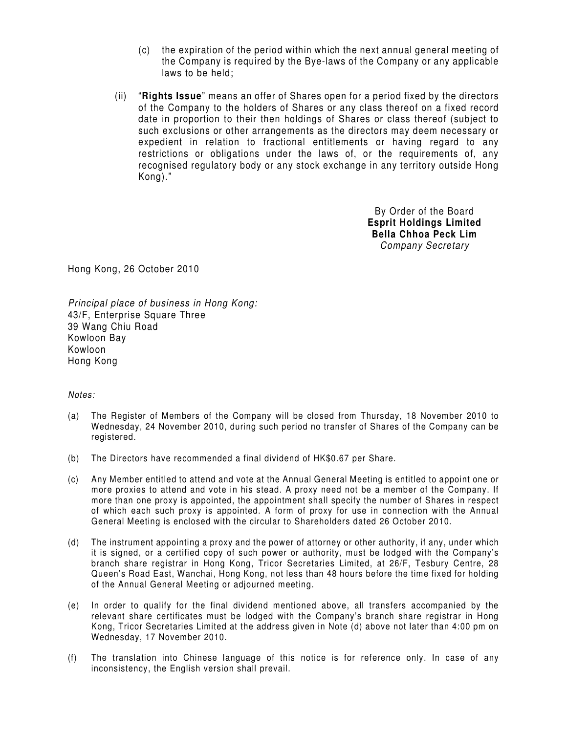(c) the expiration of the period within which the next annual general meeting of the Company is required by the Bye-laws of the Company or any applicable laws to be held;

(ii) "**Rights Issue**" means an offer of Shares open for a period fixed by the directors of the Company to the holders of Shares or any class thereof on a fixed record date in proportion to their then holdings of Shares or class thereof (subject to such exclusions or other arrangements as the directors may deem necessary or expedient in relation to fractional entitlements or having regard to any restrictions or obligations under the laws of, or the requirements of, any recognised regulatory body or any stock exchange in any territory outside Hong Kong)."

By Order of the Board
**Esprit Holdings Limited**
**Bella Chhoa Peck Lim**
*Company Secretary*

Hong Kong, 26 October 2010

*Principal place of business in Hong Kong:*
43/F, Enterprise Square Three
39 Wang Chiu Road
Kowloon Bay
Kowloon
Hong Kong

*Notes:*

(a) The Register of Members of the Company will be closed from Thursday, 18 November 2010 to Wednesday, 24 November 2010, during such period no transfer of Shares of the Company can be registered.

(b) The Directors have recommended a final dividend of HK$0.67 per Share.

(c) Any Member entitled to attend and vote at the Annual General Meeting is entitled to appoint one or more proxies to attend and vote in his stead. A proxy need not be a member of the Company. If more than one proxy is appointed, the appointment shall specify the number of Shares in respect of which each such proxy is appointed. A form of proxy for use in connection with the Annual General Meeting is enclosed with the circular to Shareholders dated 26 October 2010.

(d) The instrument appointing a proxy and the power of attorney or other authority, if any, under which it is signed, or a certified copy of such power or authority, must be lodged with the Company's branch share registrar in Hong Kong, Tricor Secretaries Limited, at 26/F, Tesbury Centre, 28 Queen's Road East, Wanchai, Hong Kong, not less than 48 hours before the time fixed for holding of the Annual General Meeting or adjourned meeting.

(e) In order to qualify for the final dividend mentioned above, all transfers accompanied by the relevant share certificates must be lodged with the Company's branch share registrar in Hong Kong, Tricor Secretaries Limited at the address given in Note (d) above not later than 4:00 pm on Wednesday, 17 November 2010.

(f) The translation into Chinese language of this notice is for reference only. In case of any inconsistency, the English version shall prevail.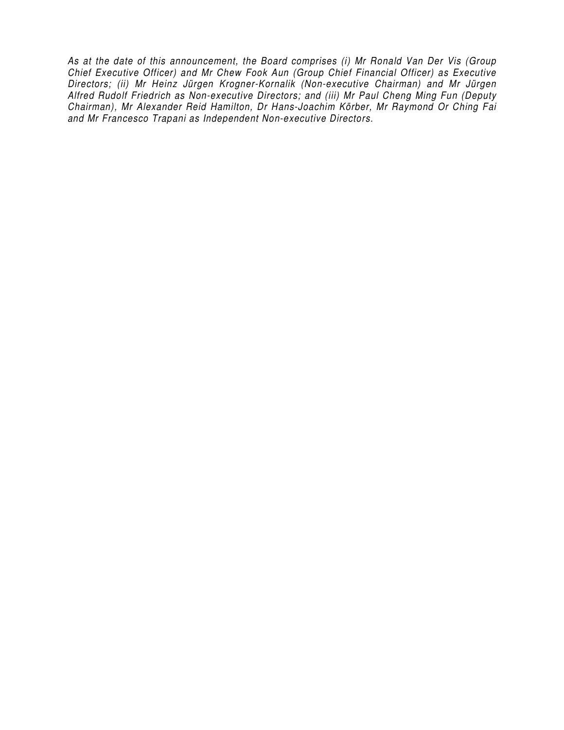*As at the date of this announcement, the Board comprises (i) Mr Ronald Van Der Vis (Group Chief Executive Officer) and Mr Chew Fook Aun (Group Chief Financial Officer) as Executive Directors; (ii) Mr Heinz Jürgen Krogner-Kornalik (Non-executive Chairman) and Mr Jürgen Alfred Rudolf Friedrich as Non-executive Directors; and (iii) Mr Paul Cheng Ming Fun (Deputy Chairman), Mr Alexander Reid Hamilton, Dr Hans-Joachim Körber, Mr Raymond Or Ching Fai and Mr Francesco Trapani as Independent Non-executive Directors.*